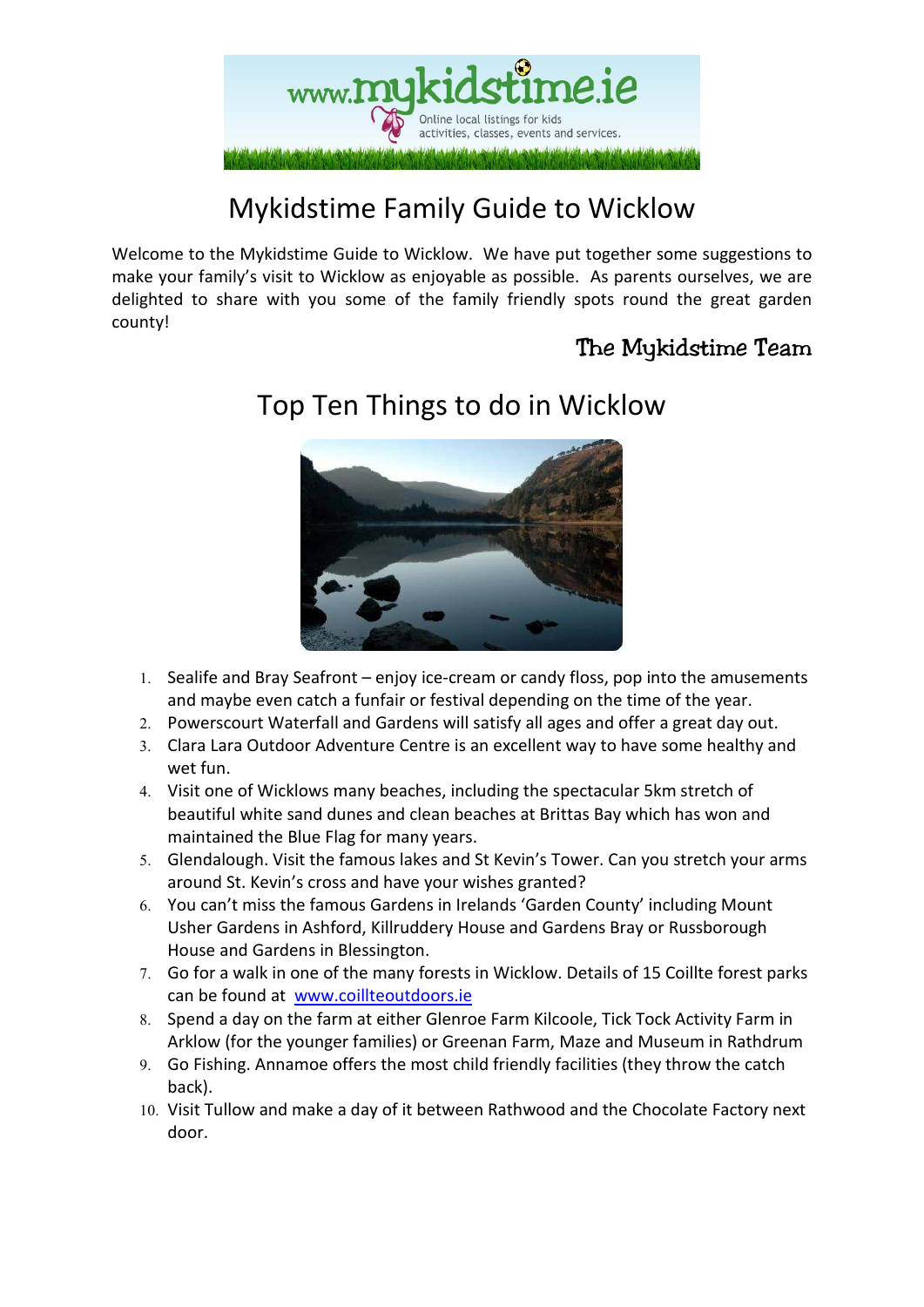# Mykidstime Family Guide to Wicklow

Welcome to the Mykidstime Guide to Wicklow. We have put together some suggestions to make your family's visit to Wicklow as enjoyable as possible. As parents ourselves, we are delighted to share with you some of the family friendly spots round the great garden county!

The Mykidstime Team

## Top Ten Things to do in Wicklow

1. Sealife and Bray Seafront – enjoy ice-cream or candy floss, pop into the amusements and maybe even catch a funfair or festival depending on the time of the year.
2. Powerscourt Waterfall and Gardens will satisfy all ages and offer a great day out.
3. Clara Lara Outdoor Adventure Centre is an excellent way to have some healthy and wet fun.
4. Visit one of Wicklows many beaches, including the spectacular 5km stretch of beautiful white sand dunes and clean beaches at Brittas Bay which has won and maintained the Blue Flag for many years.
5. Glendalough. Visit the famous lakes and St Kevin's Tower. Can you stretch your arms around St. Kevin's cross and have your wishes granted?
6. You can't miss the famous Gardens in Irelands 'Garden County' including Mount Usher Gardens in Ashford, Killruddery House and Gardens Bray or Russborough House and Gardens in Blessington.
7. Go for a walk in one of the many forests in Wicklow. Details of 15 Coillte forest parks can be found at [www.coillteoutdoors.ie](http://www.coillteoutdoors.ie)
8. Spend a day on the farm at either Glenroe Farm Kilcoole, Tick Tock Activity Farm in Arklow (for the younger families) or Greenan Farm, Maze and Museum in Rathdrum
9. Go Fishing. Annamoe offers the most child friendly facilities (they throw the catch back).
10. Visit Tullow and make a day of it between Rathwood and the Chocolate Factory next door.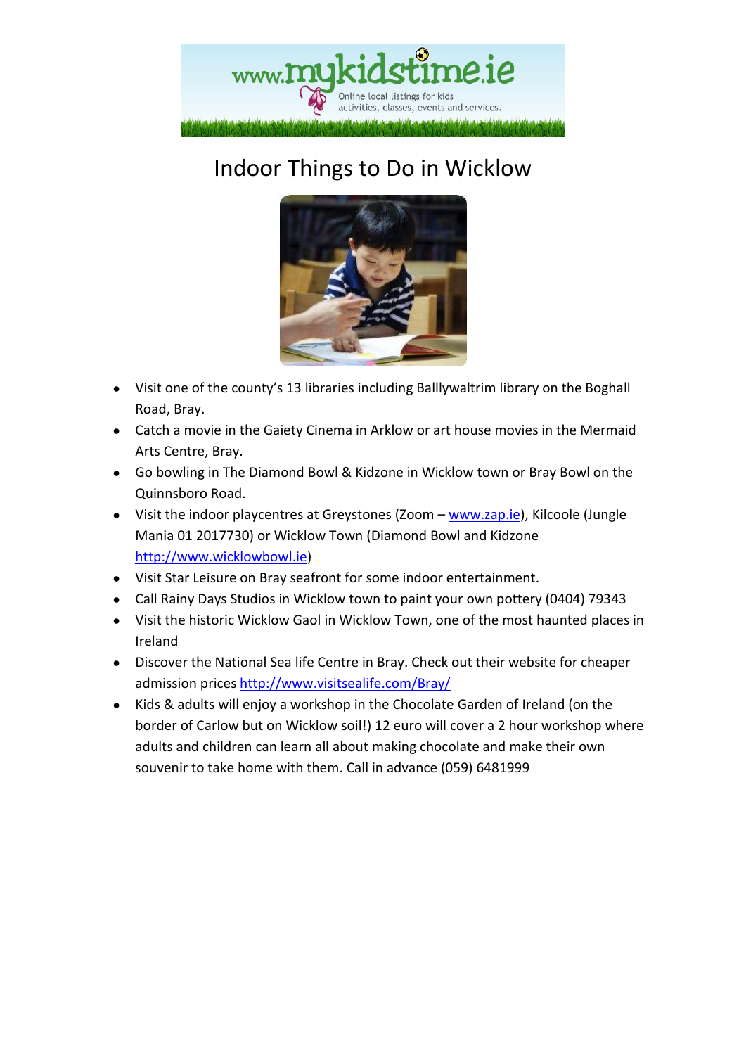# Indoor Things to Do in Wicklow

- Visit one of the county's 13 libraries including Balllywaltrim library on the Boghall Road, Bray.
- Catch a movie in the Gaiety Cinema in Arklow or art house movies in the Mermaid Arts Centre, Bray.
- Go bowling in The Diamond Bowl & Kidzone in Wicklow town or Bray Bowl on the Quinnsboro Road.
- Visit the indoor playcentres at Greystones (Zoom – www.zap.ie), Kilcoole (Jungle Mania 01 2017730) or Wicklow Town (Diamond Bowl and Kidzone http://www.wicklowbowl.ie)
- Visit Star Leisure on Bray seafront for some indoor entertainment.
- Call Rainy Days Studios in Wicklow town to paint your own pottery (0404) 79343
- Visit the historic Wicklow Gaol in Wicklow Town, one of the most haunted places in Ireland
- Discover the National Sea life Centre in Bray. Check out their website for cheaper admission prices http://www.visitsealife.com/Bray/
- Kids & adults will enjoy a workshop in the Chocolate Garden of Ireland (on the border of Carlow but on Wicklow soil!) 12 euro will cover a 2 hour workshop where adults and children can learn all about making chocolate and make their own souvenir to take home with them. Call in advance (059) 6481999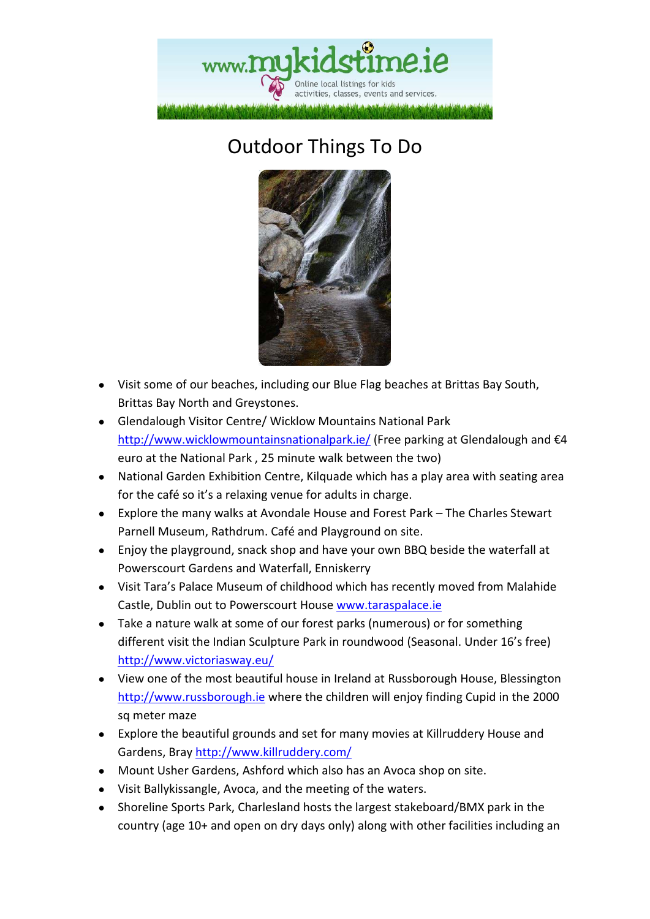# Outdoor Things To Do

- Visit some of our beaches, including our Blue Flag beaches at Brittas Bay South, Brittas Bay North and Greystones.
- Glendalough Visitor Centre/ Wicklow Mountains National Park http://www.wicklowmountainsnationalpark.ie/ (Free parking at Glendalough and €4 euro at the National Park , 25 minute walk between the two)
- National Garden Exhibition Centre, Kilquade which has a play area with seating area for the café so it's a relaxing venue for adults in charge.
- Explore the many walks at Avondale House and Forest Park – The Charles Stewart Parnell Museum, Rathdrum. Café and Playground on site.
- Enjoy the playground, snack shop and have your own BBQ beside the waterfall at Powerscourt Gardens and Waterfall, Enniskerry
- Visit Tara's Palace Museum of childhood which has recently moved from Malahide Castle, Dublin out to Powerscourt House www.taraspalace.ie
- Take a nature walk at some of our forest parks (numerous) or for something different visit the Indian Sculpture Park in roundwood (Seasonal. Under 16's free) http://www.victoriasway.eu/
- View one of the most beautiful house in Ireland at Russborough House, Blessington http://www.russborough.ie where the children will enjoy finding Cupid in the 2000 sq meter maze
- Explore the beautiful grounds and set for many movies at Killruddery House and Gardens, Bray http://www.killruddery.com/
- Mount Usher Gardens, Ashford which also has an Avoca shop on site.
- Visit Ballykissangle, Avoca, and the meeting of the waters.
- Shoreline Sports Park, Charlesland hosts the largest stakeboard/BMX park in the country (age 10+ and open on dry days only) along with other facilities including an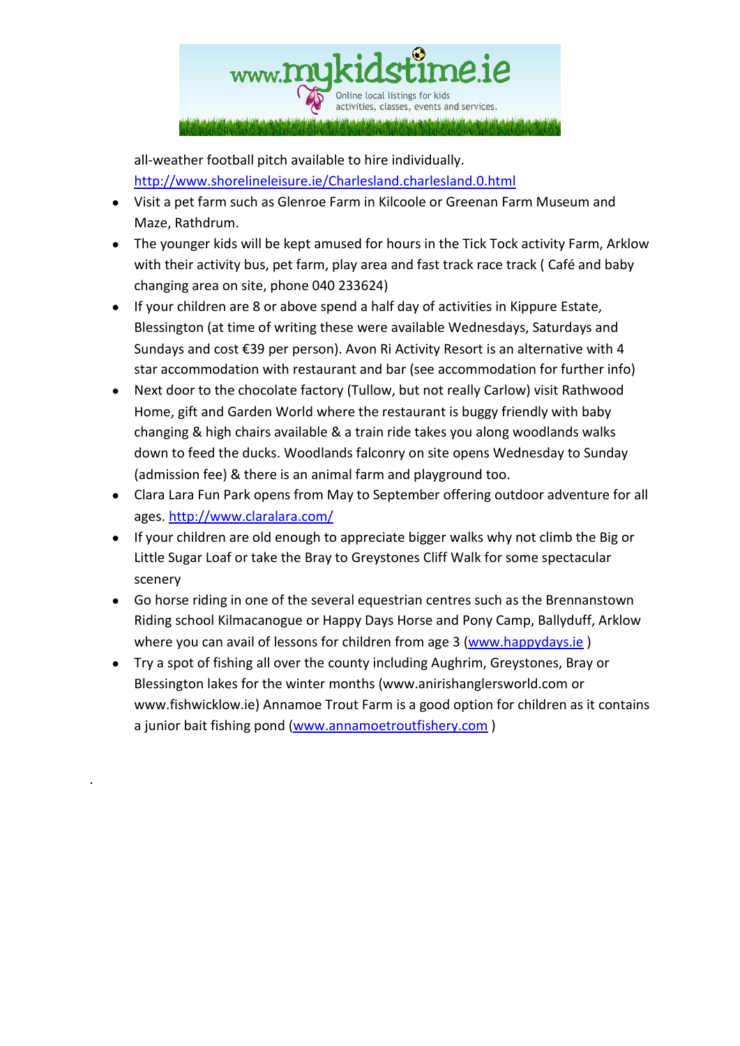all-weather football pitch available to hire individually. http://www.shorelineleisure.ie/Charlesland.charlesland.0.html

- Visit a pet farm such as Glenroe Farm in Kilcoole or Greenan Farm Museum and Maze, Rathdrum.
- The younger kids will be kept amused for hours in the Tick Tock activity Farm, Arklow with their activity bus, pet farm, play area and fast track race track ( Café and baby changing area on site, phone 040 233624)
- If your children are 8 or above spend a half day of activities in Kippure Estate, Blessington (at time of writing these were available Wednesdays, Saturdays and Sundays and cost €39 per person). Avon Ri Activity Resort is an alternative with 4 star accommodation with restaurant and bar (see accommodation for further info)
- Next door to the chocolate factory (Tullow, but not really Carlow) visit Rathwood Home, gift and Garden World where the restaurant is buggy friendly with baby changing & high chairs available & a train ride takes you along woodlands walks down to feed the ducks. Woodlands falconry on site opens Wednesday to Sunday (admission fee) & there is an animal farm and playground too.
- Clara Lara Fun Park opens from May to September offering outdoor adventure for all ages. http://www.claralara.com/
- If your children are old enough to appreciate bigger walks why not climb the Big or Little Sugar Loaf or take the Bray to Greystones Cliff Walk for some spectacular scenery
- Go horse riding in one of the several equestrian centres such as the Brennanstown Riding school Kilmacanogue or Happy Days Horse and Pony Camp, Ballyduff, Arklow where you can avail of lessons for children from age 3 (www.happydays.ie )
- Try a spot of fishing all over the county including Aughrim, Greystones, Bray or Blessington lakes for the winter months (www.anirishanglersworld.com or www.fishwicklow.ie) Annamoe Trout Farm is a good option for children as it contains a junior bait fishing pond (www.annamoetroutfishery.com )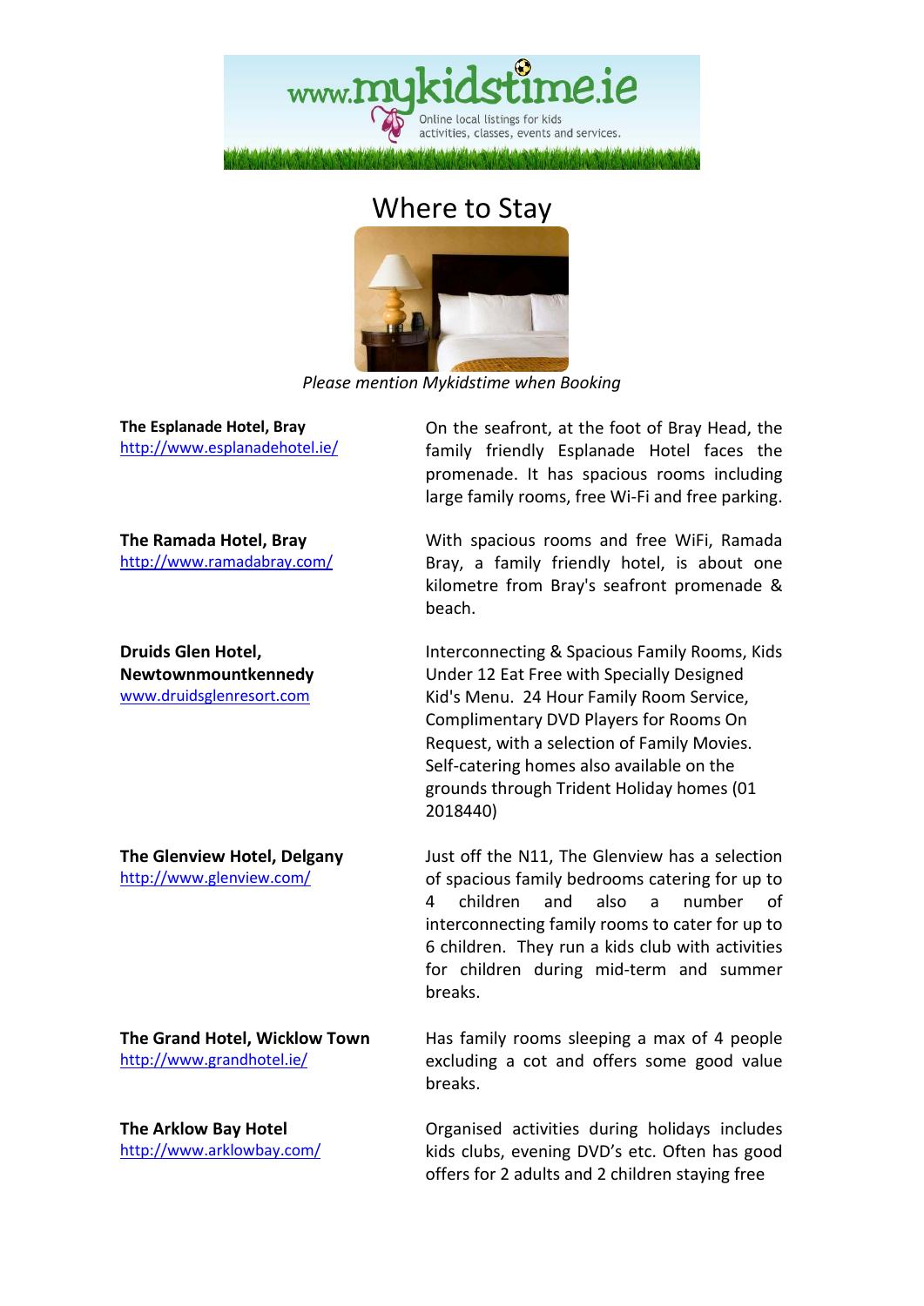# Where to Stay

*Please mention Mykidstime when Booking*

**The Esplanade Hotel, Bray**
http://www.esplanadehotel.ie/

On the seafront, at the foot of Bray Head, the family friendly Esplanade Hotel faces the promenade. It has spacious rooms including large family rooms, free Wi-Fi and free parking.

**The Ramada Hotel, Bray**
http://www.ramadabray.com/

With spacious rooms and free WiFi, Ramada Bray, a family friendly hotel, is about one kilometre from Bray's seafront promenade & beach.

**Druids Glen Hotel, Newtownmountkennedy**
www.druidsglenresort.com

Interconnecting & Spacious Family Rooms, Kids Under 12 Eat Free with Specially Designed Kid's Menu. 24 Hour Family Room Service, Complimentary DVD Players for Rooms On Request, with a selection of Family Movies. Self-catering homes also available on the grounds through Trident Holiday homes (01 2018440)

**The Glenview Hotel, Delgany**
http://www.glenview.com/

Just off the N11, The Glenview has a selection of spacious family bedrooms catering for up to 4 children and also a number of interconnecting family rooms to cater for up to 6 children. They run a kids club with activities for children during mid-term and summer breaks.

**The Grand Hotel, Wicklow Town**
http://www.grandhotel.ie/

Has family rooms sleeping a max of 4 people excluding a cot and offers some good value breaks.

**The Arklow Bay Hotel**
http://www.arklowbay.com/

Organised activities during holidays includes kids clubs, evening DVD's etc. Often has good offers for 2 adults and 2 children staying free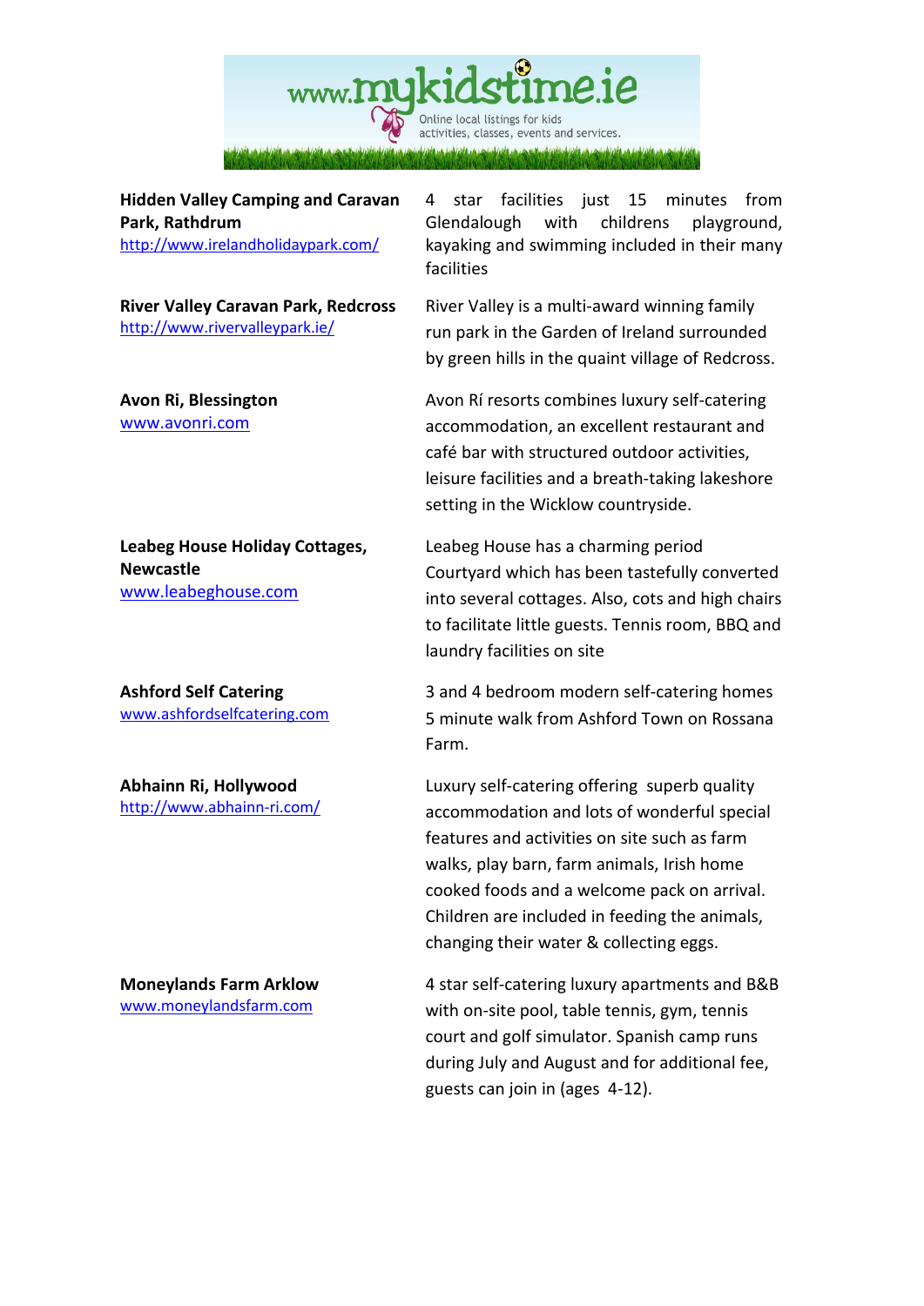**Hidden Valley Camping and Caravan Park, Rathdrum**
http://www.irelandholidaypark.com/

4 star facilities just 15 minutes from Glendalough with childrens playground, kayaking and swimming included in their many facilities

**River Valley Caravan Park, Redcross**
http://www.rivervalleypark.ie/

River Valley is a multi-award winning family run park in the Garden of Ireland surrounded by green hills in the quaint village of Redcross.

**Avon Ri, Blessington**
www.avonri.com

Avon Rí resorts combines luxury self-catering accommodation, an excellent restaurant and café bar with structured outdoor activities, leisure facilities and a breath-taking lakeshore setting in the Wicklow countryside.

**Leabeg House Holiday Cottages, Newcastle**
www.leabeghouse.com

Leabeg House has a charming period Courtyard which has been tastefully converted into several cottages. Also, cots and high chairs to facilitate little guests. Tennis room, BBQ and laundry facilities on site

**Ashford Self Catering**
www.ashfordselfcatering.com

3 and 4 bedroom modern self-catering homes 5 minute walk from Ashford Town on Rossana Farm.

**Abhainn Ri, Hollywood**
http://www.abhainn-ri.com/

Luxury self-catering offering superb quality accommodation and lots of wonderful special features and activities on site such as farm walks, play barn, farm animals, Irish home cooked foods and a welcome pack on arrival. Children are included in feeding the animals, changing their water & collecting eggs.

**Moneylands Farm Arklow**
www.moneylandsfarm.com

4 star self-catering luxury apartments and B&B with on-site pool, table tennis, gym, tennis court and golf simulator. Spanish camp runs during July and August and for additional fee, guests can join in (ages 4-12).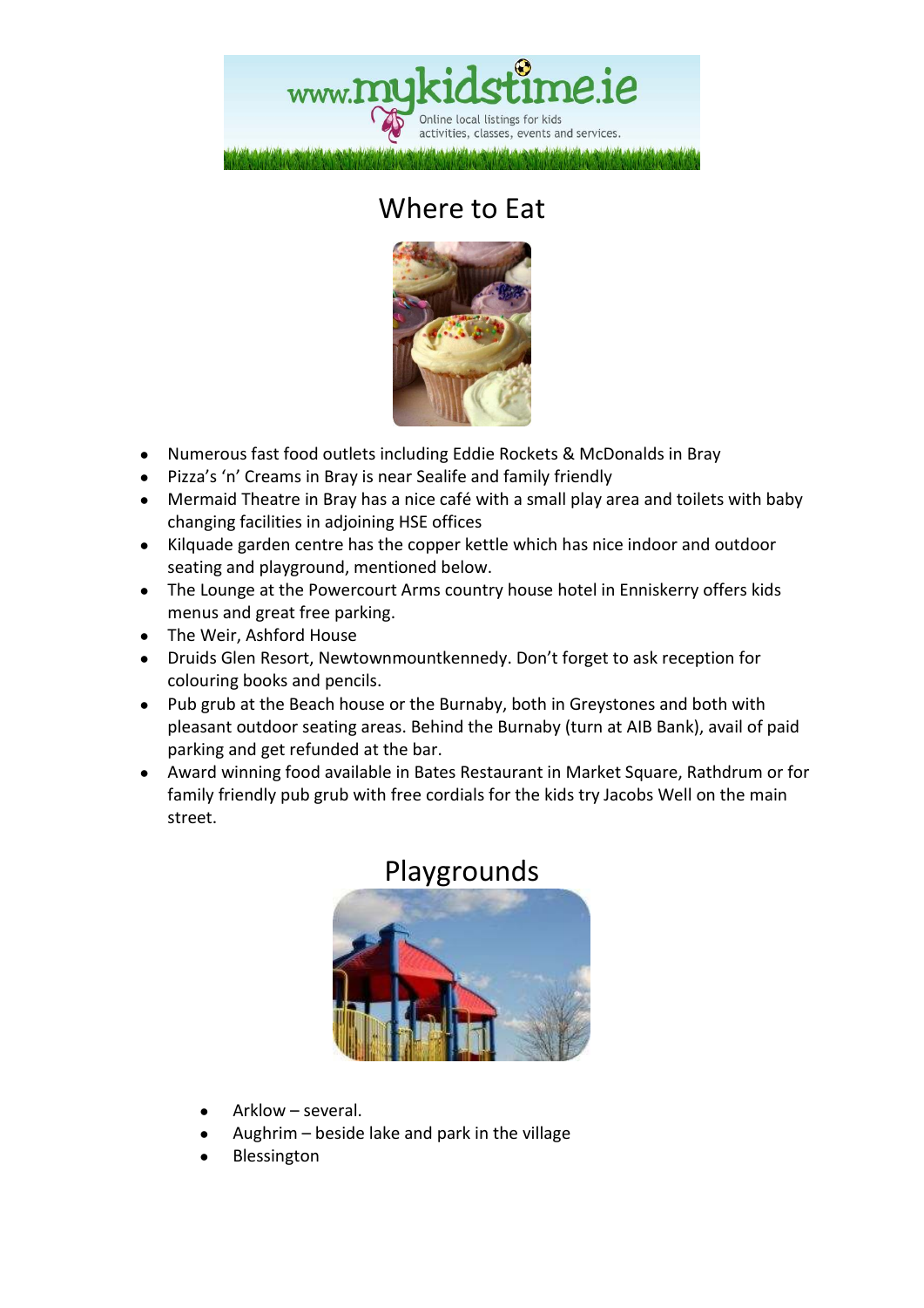## Where to Eat

- Numerous fast food outlets including Eddie Rockets & McDonalds in Bray
- Pizza's 'n' Creams in Bray is near Sealife and family friendly
- Mermaid Theatre in Bray has a nice café with a small play area and toilets with baby changing facilities in adjoining HSE offices
- Kilquade garden centre has the copper kettle which has nice indoor and outdoor seating and playground, mentioned below.
- The Lounge at the Powercourt Arms country house hotel in Enniskerry offers kids menus and great free parking.
- The Weir, Ashford House
- Druids Glen Resort, Newtownmountkennedy. Don't forget to ask reception for colouring books and pencils.
- Pub grub at the Beach house or the Burnaby, both in Greystones and both with pleasant outdoor seating areas. Behind the Burnaby (turn at AIB Bank), avail of paid parking and get refunded at the bar.
- Award winning food available in Bates Restaurant in Market Square, Rathdrum or for family friendly pub grub with free cordials for the kids try Jacobs Well on the main street.

## Playgrounds

- Arklow – several.
- Aughrim – beside lake and park in the village
- Blessington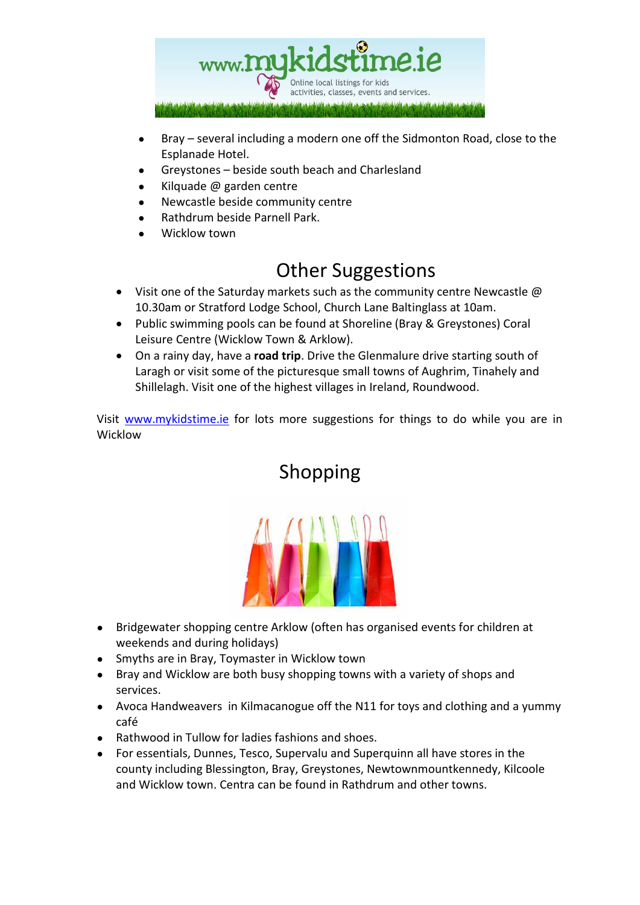- Bray – several including a modern one off the Sidmonton Road, close to the Esplanade Hotel.
- Greystones – beside south beach and Charlesland
- Kilquade @ garden centre
- Newcastle beside community centre
- Rathdrum beside Parnell Park.
- Wicklow town

## Other Suggestions

- Visit one of the Saturday markets such as the community centre Newcastle @ 10.30am or Stratford Lodge School, Church Lane Baltinglass at 10am.
- Public swimming pools can be found at Shoreline (Bray & Greystones) Coral Leisure Centre (Wicklow Town & Arklow).
- On a rainy day, have a **road trip**. Drive the Glenmalure drive starting south of Laragh or visit some of the picturesque small towns of Aughrim, Tinahely and Shillelagh. Visit one of the highest villages in Ireland, Roundwood.

Visit [www.mykidstime.ie](www.mykidstime.ie) for lots more suggestions for things to do while you are in Wicklow

## Shopping

- Bridgewater shopping centre Arklow (often has organised events for children at weekends and during holidays)
- Smyths are in Bray, Toymaster in Wicklow town
- Bray and Wicklow are both busy shopping towns with a variety of shops and services.
- Avoca Handweavers in Kilmacanogue off the N11 for toys and clothing and a yummy café
- Rathwood in Tullow for ladies fashions and shoes.
- For essentials, Dunnes, Tesco, Supervalu and Superquinn all have stores in the county including Blessington, Bray, Greystones, Newtownmountkennedy, Kilcoole and Wicklow town. Centra can be found in Rathdrum and other towns.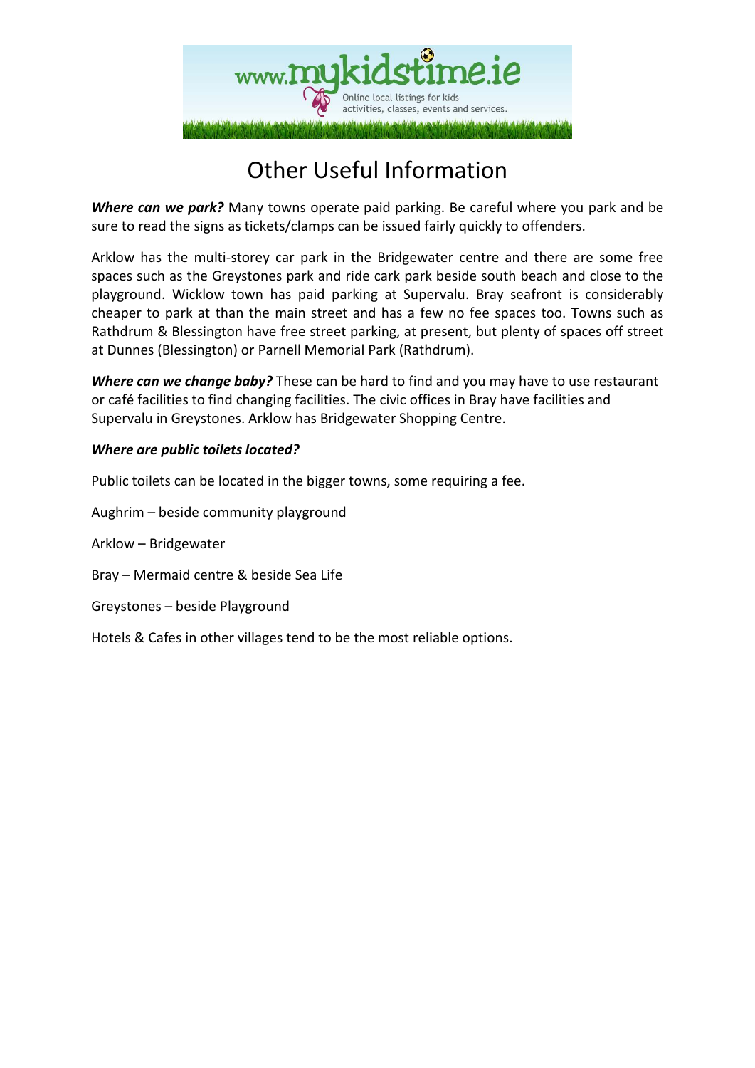# Other Useful Information

***Where can we park?*** Many towns operate paid parking. Be careful where you park and be sure to read the signs as tickets/clamps can be issued fairly quickly to offenders.

Arklow has the multi-storey car park in the Bridgewater centre and there are some free spaces such as the Greystones park and ride cark park beside south beach and close to the playground. Wicklow town has paid parking at Supervalu. Bray seafront is considerably cheaper to park at than the main street and has a few no fee spaces too. Towns such as Rathdrum & Blessington have free street parking, at present, but plenty of spaces off street at Dunnes (Blessington) or Parnell Memorial Park (Rathdrum).

***Where can we change baby?*** These can be hard to find and you may have to use restaurant or café facilities to find changing facilities. The civic offices in Bray have facilities and Supervalu in Greystones. Arklow has Bridgewater Shopping Centre.

***Where are public toilets located?***

Public toilets can be located in the bigger towns, some requiring a fee.

Aughrim – beside community playground

Arklow – Bridgewater

Bray – Mermaid centre & beside Sea Life

Greystones – beside Playground

Hotels & Cafes in other villages tend to be the most reliable options.